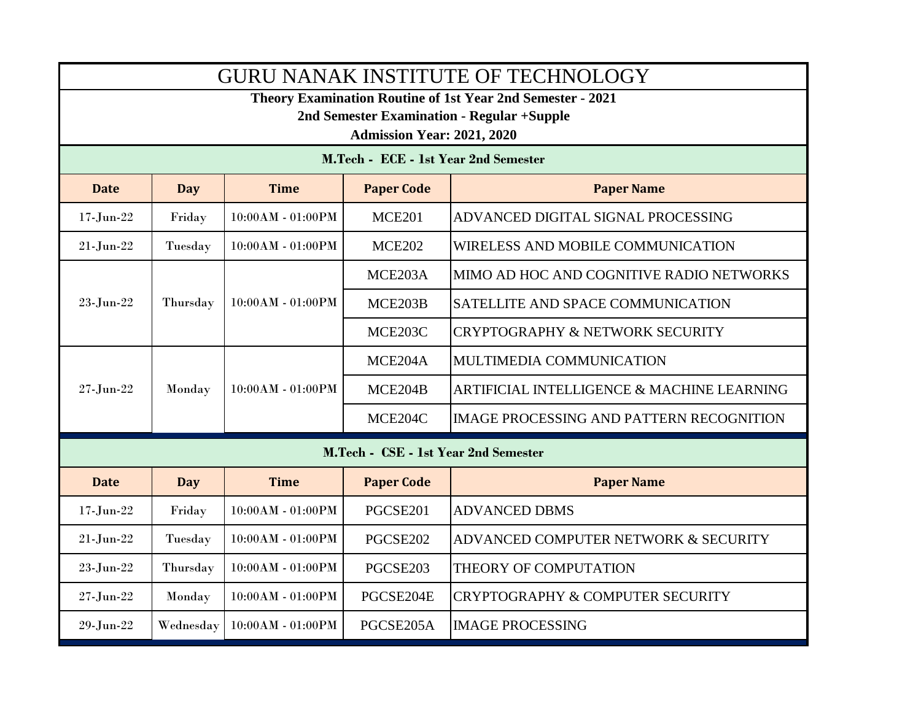# GURU NANAK INSTITUTE OF TECHNOLOGY

**Theory Examination Routine of 1st Year 2nd Semester - 2021**

**2nd Semester Examination - Regular +Supple**

**Admission Year: 2021, 2020**

## M.Tech - ECE - 1st Year 2nd Semester

| Date | Day | Time | Paper Code | Paper Name |
|---|---|---|---|---|
| 17-Jun-22 | Friday | 10:00AM - 01:00PM | MCE201 | ADVANCED DIGITAL SIGNAL PROCESSING |
| 21-Jun-22 | Tuesday | 10:00AM - 01:00PM | MCE202 | WIRELESS AND MOBILE COMMUNICATION |
| 23-Jun-22 | Thursday | 10:00AM - 01:00PM | MCE203A | MIMO AD HOC AND COGNITIVE RADIO NETWORKS |
| | | | MCE203B | SATELLITE AND SPACE COMMUNICATION |
| | | | MCE203C | CRYPTOGRAPHY & NETWORK SECURITY |
| 27-Jun-22 | Monday | 10:00AM - 01:00PM | MCE204A | MULTIMEDIA COMMUNICATION |
| | | | MCE204B | ARTIFICIAL INTELLIGENCE & MACHINE LEARNING |
| | | | MCE204C | IMAGE PROCESSING AND PATTERN RECOGNITION |

## M.Tech - CSE - 1st Year 2nd Semester

| Date | Day | Time | Paper Code | Paper Name |
|---|---|---|---|---|
| 17-Jun-22 | Friday | 10:00AM - 01:00PM | PGCSE201 | ADVANCED DBMS |
| 21-Jun-22 | Tuesday | 10:00AM - 01:00PM | PGCSE202 | ADVANCED COMPUTER NETWORK & SECURITY |
| 23-Jun-22 | Thursday | 10:00AM - 01:00PM | PGCSE203 | THEORY OF COMPUTATION |
| 27-Jun-22 | Monday | 10:00AM - 01:00PM | PGCSE204E | CRYPTOGRAPHY & COMPUTER SECURITY |
| 29-Jun-22 | Wednesday | 10:00AM - 01:00PM | PGCSE205A | IMAGE PROCESSING |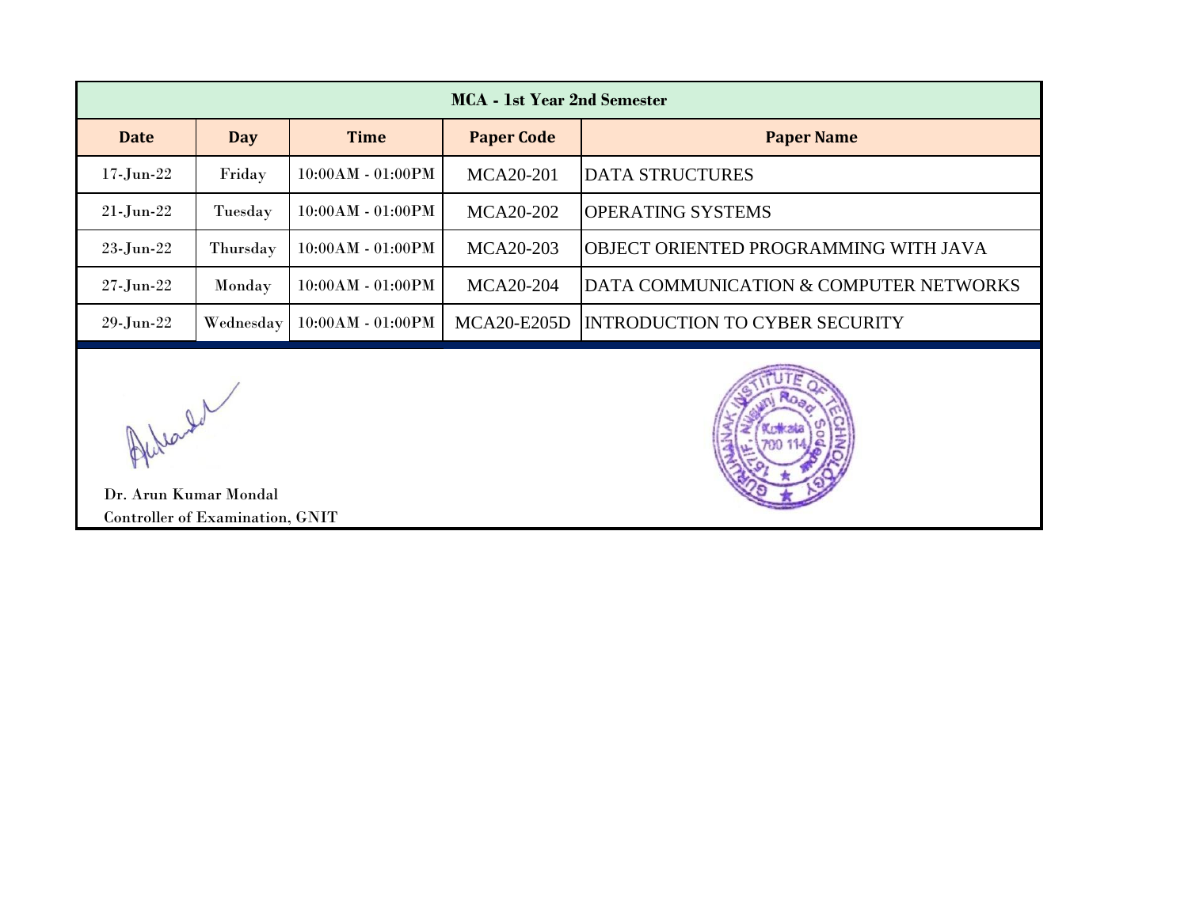| MCA - 1st Year 2nd Semester | | | | |
|---|---|---|---|---|
| **Date** | **Day** | **Time** | **Paper Code** | **Paper Name** |
| 17-Jun-22 | Friday | 10:00AM - 01:00PM | MCA20-201 | DATA STRUCTURES |
| 21-Jun-22 | Tuesday | 10:00AM - 01:00PM | MCA20-202 | OPERATING SYSTEMS |
| 23-Jun-22 | Thursday | 10:00AM - 01:00PM | MCA20-203 | OBJECT ORIENTED PROGRAMMING WITH JAVA |
| 27-Jun-22 | Monday | 10:00AM - 01:00PM | MCA20-204 | DATA COMMUNICATION & COMPUTER NETWORKS |
| 29-Jun-22 | Wednesday | 10:00AM - 01:00PM | MCA20-E205D | INTRODUCTION TO CYBER SECURITY |

Dr. Arun Kumar Mondal
Controller of Examination, GNIT